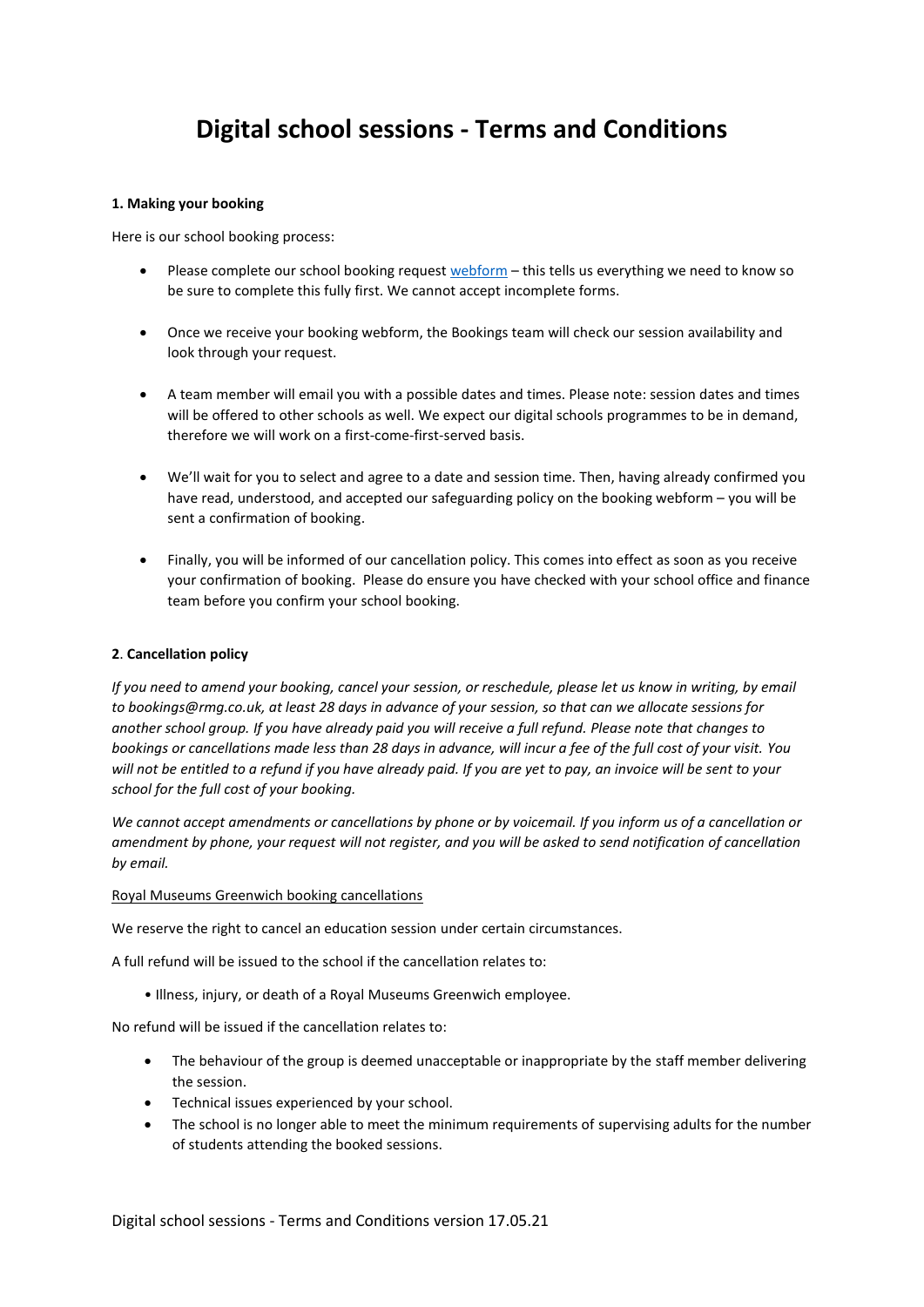# Digital school sessions - Terms and Conditions

**1. Making your booking**

Here is our school booking process:

- Please complete our school booking request [webform](webform) – this tells us everything we need to know so be sure to complete this fully first. We cannot accept incomplete forms.

- Once we receive your booking webform, the Bookings team will check our session availability and look through your request.

- A team member will email you with a possible dates and times. Please note: session dates and times will be offered to other schools as well. We expect our digital schools programmes to be in demand, therefore we will work on a first-come-first-served basis.

- We'll wait for you to select and agree to a date and session time. Then, having already confirmed you have read, understood, and accepted our safeguarding policy on the booking webform – you will be sent a confirmation of booking.

- Finally, you will be informed of our cancellation policy. This comes into effect as soon as you receive your confirmation of booking. Please do ensure you have checked with your school office and finance team before you confirm your school booking.

**2**. **Cancellation policy**

*If you need to amend your booking, cancel your session, or reschedule, please let us know in writing, by email to bookings@rmg.co.uk, at least 28 days in advance of your session, so that can we allocate sessions for another school group. If you have already paid you will receive a full refund. Please note that changes to bookings or cancellations made less than 28 days in advance, will incur a fee of the full cost of your visit. You will not be entitled to a refund if you have already paid. If you are yet to pay, an invoice will be sent to your school for the full cost of your booking.*

*We cannot accept amendments or cancellations by phone or by voicemail. If you inform us of a cancellation or amendment by phone, your request will not register, and you will be asked to send notification of cancellation by email.*

Royal Museums Greenwich booking cancellations

We reserve the right to cancel an education session under certain circumstances.

A full refund will be issued to the school if the cancellation relates to:

- Illness, injury, or death of a Royal Museums Greenwich employee.

No refund will be issued if the cancellation relates to:

- The behaviour of the group is deemed unacceptable or inappropriate by the staff member delivering the session.
- Technical issues experienced by your school.
- The school is no longer able to meet the minimum requirements of supervising adults for the number of students attending the booked sessions.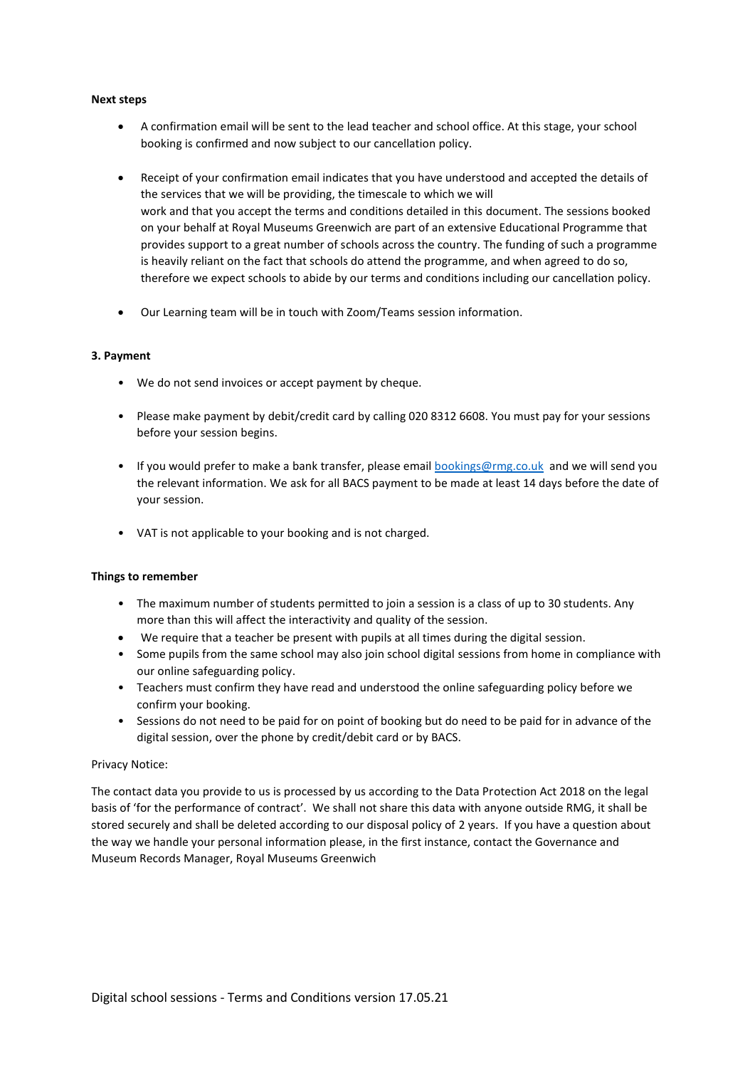**Next steps**

- A confirmation email will be sent to the lead teacher and school office. At this stage, your school booking is confirmed and now subject to our cancellation policy.
- Receipt of your confirmation email indicates that you have understood and accepted the details of the services that we will be providing, the timescale to which we will work and that you accept the terms and conditions detailed in this document. The sessions booked on your behalf at Royal Museums Greenwich are part of an extensive Educational Programme that provides support to a great number of schools across the country. The funding of such a programme is heavily reliant on the fact that schools do attend the programme, and when agreed to do so, therefore we expect schools to abide by our terms and conditions including our cancellation policy.
- Our Learning team will be in touch with Zoom/Teams session information.

**3. Payment**

- We do not send invoices or accept payment by cheque.
- Please make payment by debit/credit card by calling 020 8312 6608. You must pay for your sessions before your session begins.
- If you would prefer to make a bank transfer, please email bookings@rmg.co.uk and we will send you the relevant information. We ask for all BACS payment to be made at least 14 days before the date of your session.
- VAT is not applicable to your booking and is not charged.

**Things to remember**

- The maximum number of students permitted to join a session is a class of up to 30 students. Any more than this will affect the interactivity and quality of the session.
- We require that a teacher be present with pupils at all times during the digital session.
- Some pupils from the same school may also join school digital sessions from home in compliance with our online safeguarding policy.
- Teachers must confirm they have read and understood the online safeguarding policy before we confirm your booking.
- Sessions do not need to be paid for on point of booking but do need to be paid for in advance of the digital session, over the phone by credit/debit card or by BACS.

Privacy Notice:

The contact data you provide to us is processed by us according to the Data Protection Act 2018 on the legal basis of 'for the performance of contract'. We shall not share this data with anyone outside RMG, it shall be stored securely and shall be deleted according to our disposal policy of 2 years. If you have a question about the way we handle your personal information please, in the first instance, contact the Governance and Museum Records Manager, Royal Museums Greenwich